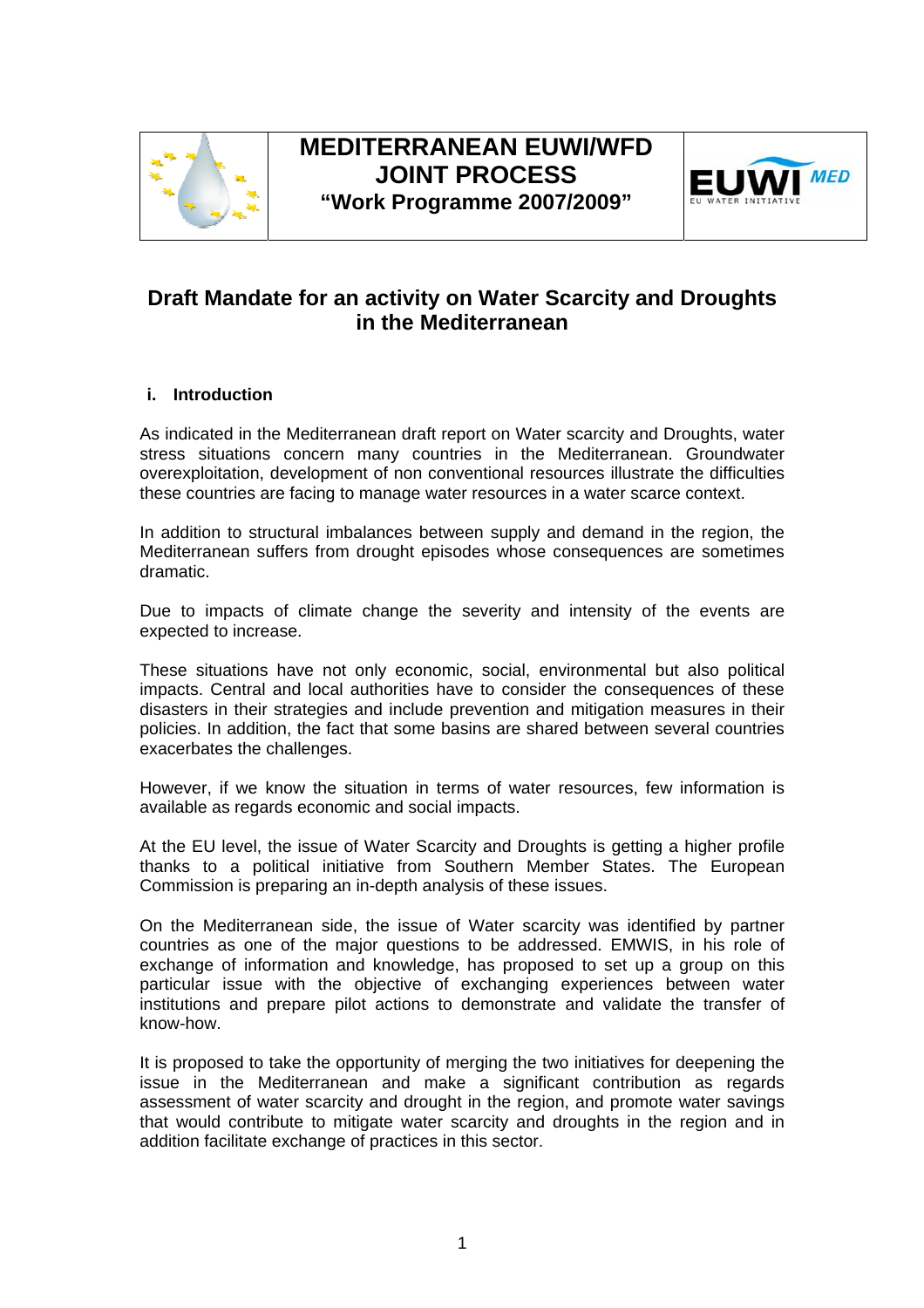# MEDITERRANEAN EUWI/WFD JOINT PROCESS
**"Work Programme 2007/2009"**

## Draft Mandate for an activity on Water Scarcity and Droughts in the Mediterranean

### i. Introduction

As indicated in the Mediterranean draft report on Water scarcity and Droughts, water stress situations concern many countries in the Mediterranean. Groundwater overexploitation, development of non conventional resources illustrate the difficulties these countries are facing to manage water resources in a water scarce context.

In addition to structural imbalances between supply and demand in the region, the Mediterranean suffers from drought episodes whose consequences are sometimes dramatic.

Due to impacts of climate change the severity and intensity of the events are expected to increase.

These situations have not only economic, social, environmental but also political impacts. Central and local authorities have to consider the consequences of these disasters in their strategies and include prevention and mitigation measures in their policies. In addition, the fact that some basins are shared between several countries exacerbates the challenges.

However, if we know the situation in terms of water resources, few information is available as regards economic and social impacts.

At the EU level, the issue of Water Scarcity and Droughts is getting a higher profile thanks to a political initiative from Southern Member States. The European Commission is preparing an in-depth analysis of these issues.

On the Mediterranean side, the issue of Water scarcity was identified by partner countries as one of the major questions to be addressed. EMWIS, in his role of exchange of information and knowledge, has proposed to set up a group on this particular issue with the objective of exchanging experiences between water institutions and prepare pilot actions to demonstrate and validate the transfer of know-how.

It is proposed to take the opportunity of merging the two initiatives for deepening the issue in the Mediterranean and make a significant contribution as regards assessment of water scarcity and drought in the region, and promote water savings that would contribute to mitigate water scarcity and droughts in the region and in addition facilitate exchange of practices in this sector.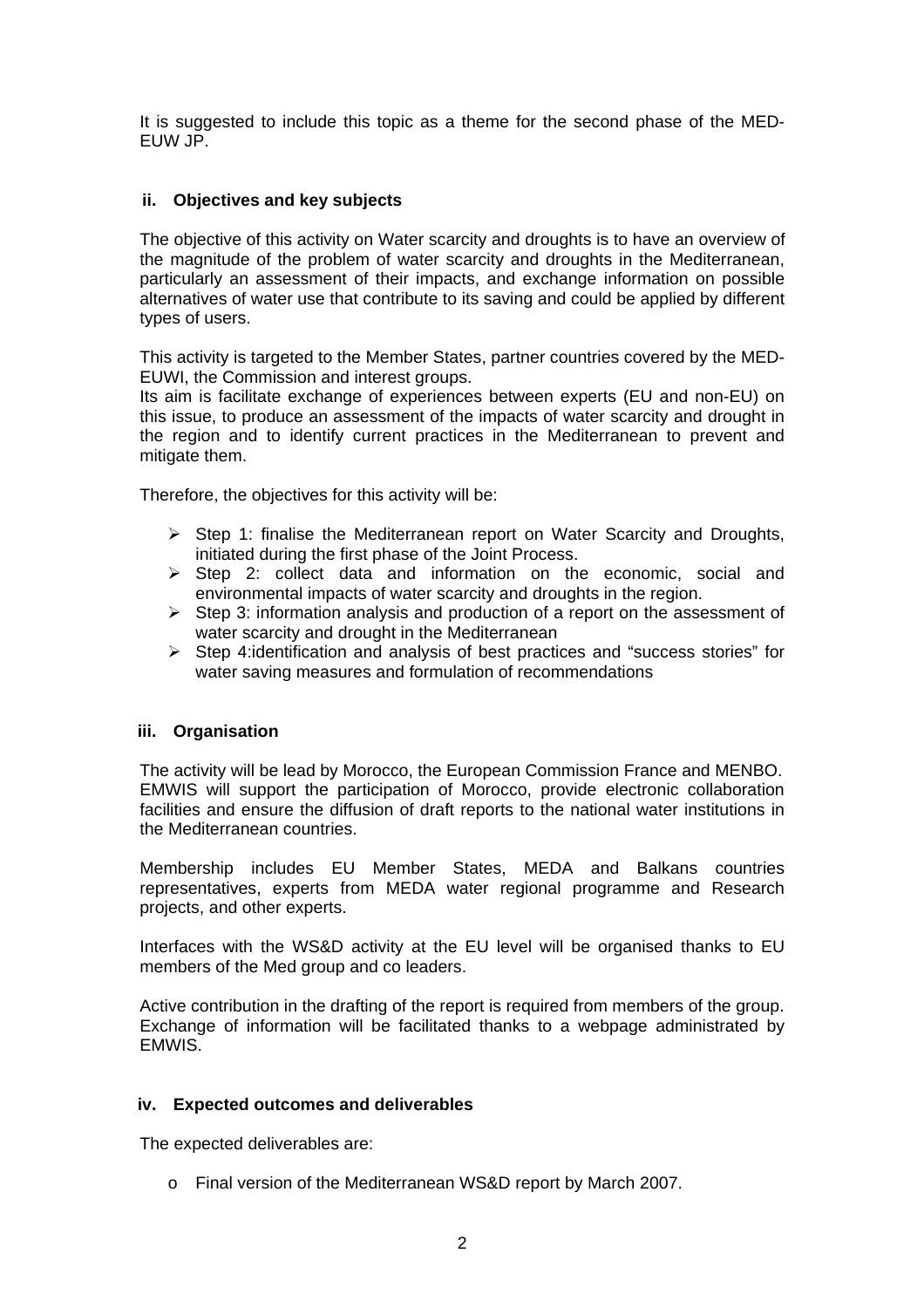It is suggested to include this topic as a theme for the second phase of the MED-EUW JP.

### ii. Objectives and key subjects

The objective of this activity on Water scarcity and droughts is to have an overview of the magnitude of the problem of water scarcity and droughts in the Mediterranean, particularly an assessment of their impacts, and exchange information on possible alternatives of water use that contribute to its saving and could be applied by different types of users.

This activity is targeted to the Member States, partner countries covered by the MED-EUWI, the Commission and interest groups.
Its aim is facilitate exchange of experiences between experts (EU and non-EU) on this issue, to produce an assessment of the impacts of water scarcity and drought in the region and to identify current practices in the Mediterranean to prevent and mitigate them.

Therefore, the objectives for this activity will be:

- Step 1: finalise the Mediterranean report on Water Scarcity and Droughts, initiated during the first phase of the Joint Process.
- Step 2: collect data and information on the economic, social and environmental impacts of water scarcity and droughts in the region.
- Step 3: information analysis and production of a report on the assessment of water scarcity and drought in the Mediterranean
- Step 4:identification and analysis of best practices and "success stories" for water saving measures and formulation of recommendations

### iii. Organisation

The activity will be lead by Morocco, the European Commission France and MENBO. EMWIS will support the participation of Morocco, provide electronic collaboration facilities and ensure the diffusion of draft reports to the national water institutions in the Mediterranean countries.

Membership includes EU Member States, MEDA and Balkans countries representatives, experts from MEDA water regional programme and Research projects, and other experts.

Interfaces with the WS&D activity at the EU level will be organised thanks to EU members of the Med group and co leaders.

Active contribution in the drafting of the report is required from members of the group. Exchange of information will be facilitated thanks to a webpage administrated by EMWIS.

### iv. Expected outcomes and deliverables

The expected deliverables are:

- Final version of the Mediterranean WS&D report by March 2007.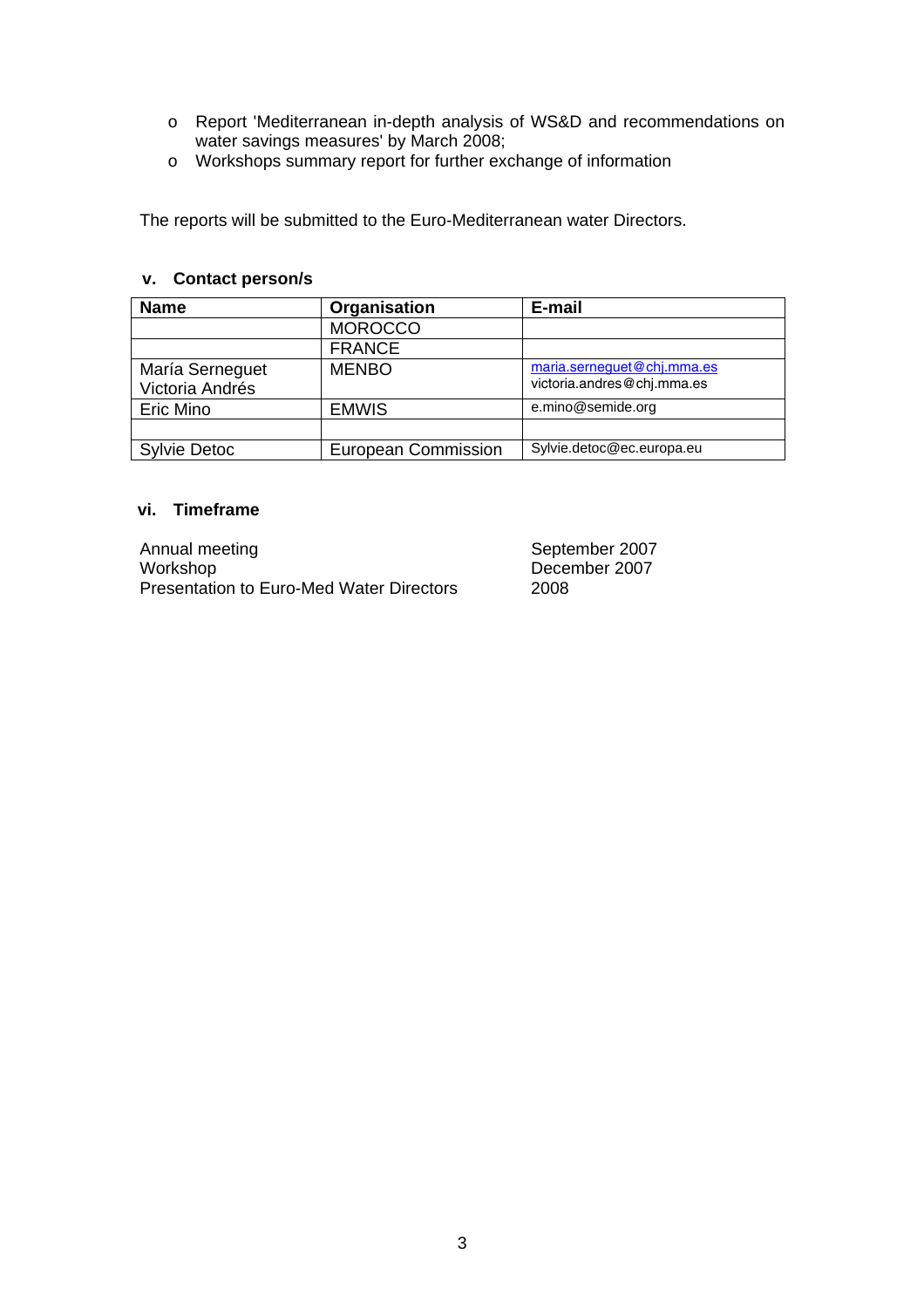- o Report 'Mediterranean in-depth analysis of WS&D and recommendations on water savings measures' by March 2008;
- o Workshops summary report for further exchange of information

The reports will be submitted to the Euro-Mediterranean water Directors.

### v. Contact person/s

| Name | Organisation | E-mail |
|---|---|---|
| | MOROCCO | |
| | FRANCE | |
| María Serneguet<br>Victoria Andrés | MENBO | maria.serneguet@chj.mma.es<br>victoria.andres@chj.mma.es |
| Eric Mino | EMWIS | e.mino@semide.org |
| | | |
| Sylvie Detoc | European Commission | Sylvie.detoc@ec.europa.eu |

### vi. Timeframe

| | |
|---|---|
| Annual meeting | September 2007 |
| Workshop | December 2007 |
| Presentation to Euro-Med Water Directors | 2008 |